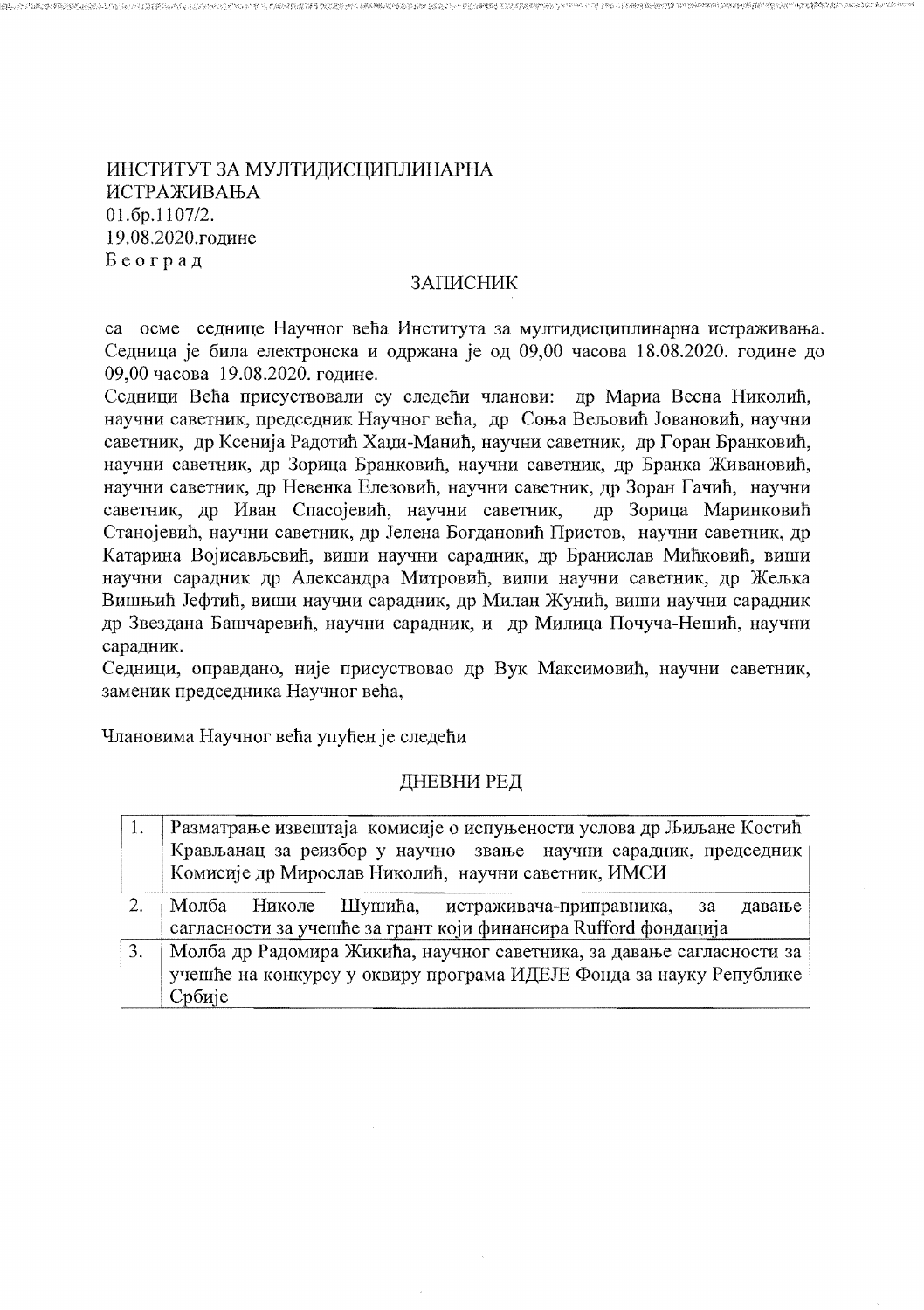ИНСТИТУТ ЗА МУЛТИДИСЦИПЛИНАРНА ИСТРАЖИВАЊА
01.бр.1107/2.
19.08.2020.године
Б е о г р а д

## ЗАПИСНИК

са осме седнице Научног већа Института за мултидисциплинарна истраживања. Седница је била електронска и одржана је од 09,00 часова 18.08.2020. године до 09,00 часова 19.08.2020. године.

Седници Већа присуствовали су следећи чланови: др Мариа Весна Николић, научни саветник, председник Научног већа, др Соња Вељовић Јовановић, научни саветник, др Ксенија Радотић Хаџи-Манић, научни саветник, др Горан Бранковић, научни саветник, др Зорица Бранковић, научни саветник, др Бранка Живановић, научни саветник, др Невенка Елезовић, научни саветник, др Зоран Гачић, научни саветник, др Иван Спасојевић, научни саветник, др Зорица Маринковић Станојевић, научни саветник, др Јелена Богдановић Пристов, научни саветник, др Катарина Војисављевић, виши научни сарадник, др Бранислав Мићковић, виши научни сарадник др Александра Митровић, виши научни саветник, др Жељка Вишњић Јефтић, виши научни сарадник, др Милан Жунић, виши научни сарадник др Звездана Башчаревић, научни сарадник, и др Милица Почуча-Нешић, научни сарадник.

Седници, оправдано, није присуствовао др Вук Максимовић, научни саветник, заменик председника Научног већа,

Члановима Научног већа упућен је следећи

## ДНЕВНИ РЕД

| | |
|---|---|
| 1. | Разматрање извештаја комисије о испуњености услова др Љиљане Костић Крављанац за реизбор у научно звање научни сарадник, председник Комисије др Мирослав Николић, научни саветник, ИМСИ |
| 2. | Молба Николе Шушића, истраживача-приправника, за давање сагласности за учешће за грант који финансира Rufford фондација |
| 3. | Молба др Радомира Жикића, научног саветника, за давање сагласности за учешће на конкурсу у оквиру програма ИДЕЈЕ Фонда за науку Републике Србије |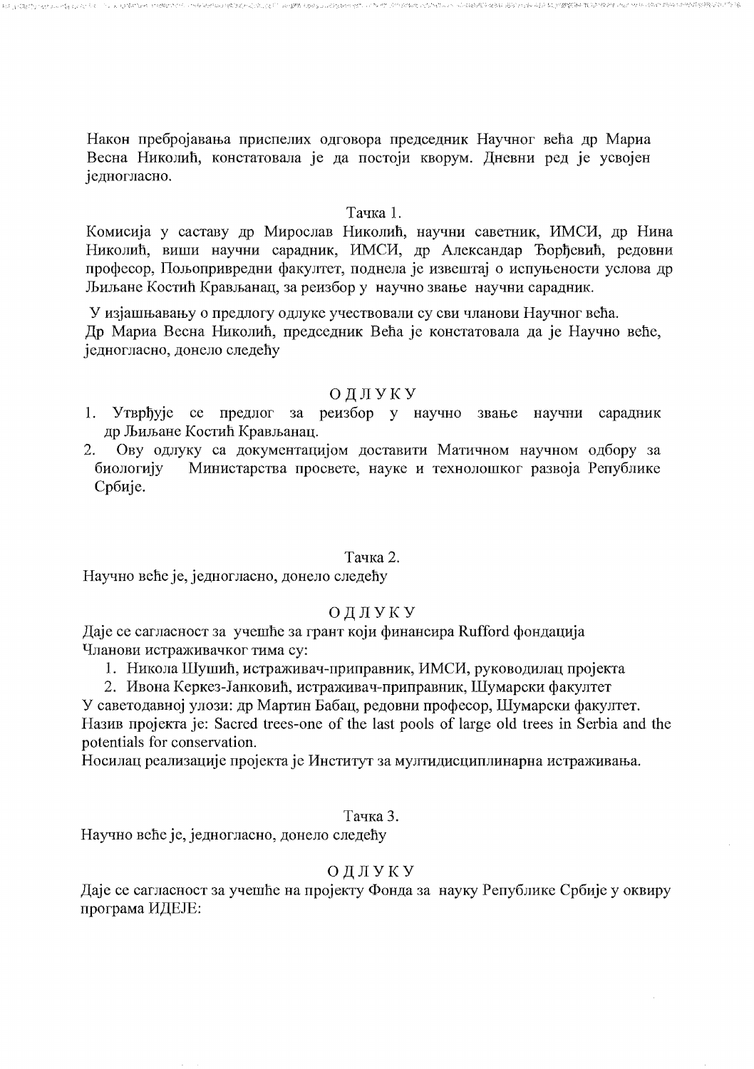Након пребројавања приспелих одговора председник Научног већа др Мариа Весна Николић, констатовала је да постоји кворум. Дневни ред је усвојен једногласно.

Тачка 1.

Комисија у саставу др Мирослав Николић, научни саветник, ИМСИ, др Нина Николић, виши научни сарадник, ИМСИ, др Александар Ђорђевић, редовни професор, Пољопривредни факултет, поднела је извештај о испуњености услова др Љиљане Костић Крављанац, за реизбор у научно звање научни сарадник.

У изјашњавању о предлогу одлуке учествовали су сви чланови Научног већа. Др Мариа Весна Николић, председник Већа је констатовала да је Научно веће, једногласно, донело следећу

ОДЛУКУ

1. Утврђује се предлог за реизбор у научно звање научни сарадник др Љиљане Костић Крављанац.
2. Ову одлуку са документацијом доставити Матичном научном одбору за биологију Министарства просвете, науке и технолошког развоја Републике Србије.

Тачка 2.

Научно веће је, једногласно, донело следећу

ОДЛУКУ

Даје се сагласност за учешће за грант који финансира Rufford фондација
Чланови истраживачког тима су:

1. Никола Шушић, истраживач-приправник, ИМСИ, руководилац пројекта
2. Ивона Керкез-Јанковић, истраживач-приправник, Шумарски факултет

У саветодавној улози: др Мартин Бабац, редовни професор, Шумарски факултет.
Назив пројекта је: Sacred trees-one of the last pools of large old trees in Serbia and the potentials for conservation.
Носилац реализације пројекта је Институт за мултидисциплинарна истраживања.

Тачка 3.

Научно веће је, једногласно, донело следећу

ОДЛУКУ

Даје се сагласност за учешће на пројекту Фонда за науку Републике Србије у оквиру програма ИДЕЈЕ: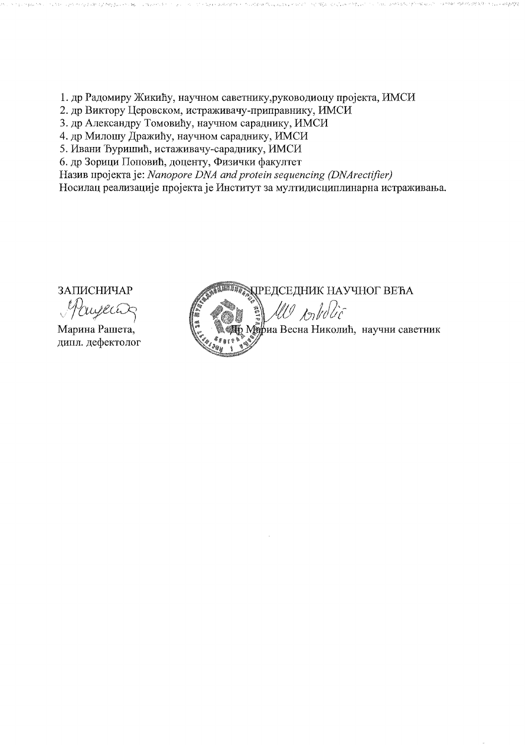1. др Радомиру Жикићу, научном саветнику,руководиоцу пројекта, ИМСИ
2. др Виктору Церовском, истраживачу-приправнику, ИМСИ
3. др Александру Томовићу, научном сараднику, ИМСИ
4. др Милошу Дражићу, научном сараднику, ИМСИ
5. Ивани Ђуришић, истаживачу-сараднику, ИМСИ
6. др Зорици Поповић, доценту, Физички факултет

Назив пројекта је: *Nanopore DNA and protein sequencing (DNArectifier)*

Носилац реализације пројекта је Институт за мултидисциплинарна истраживања.

ЗАПИСНИЧАР

Марина Рашета,
дипл. дефектолог

ПРЕДСЕДНИК НАУЧНОГ ВЕЋА

Др Мариа Весна Николић, научни саветник